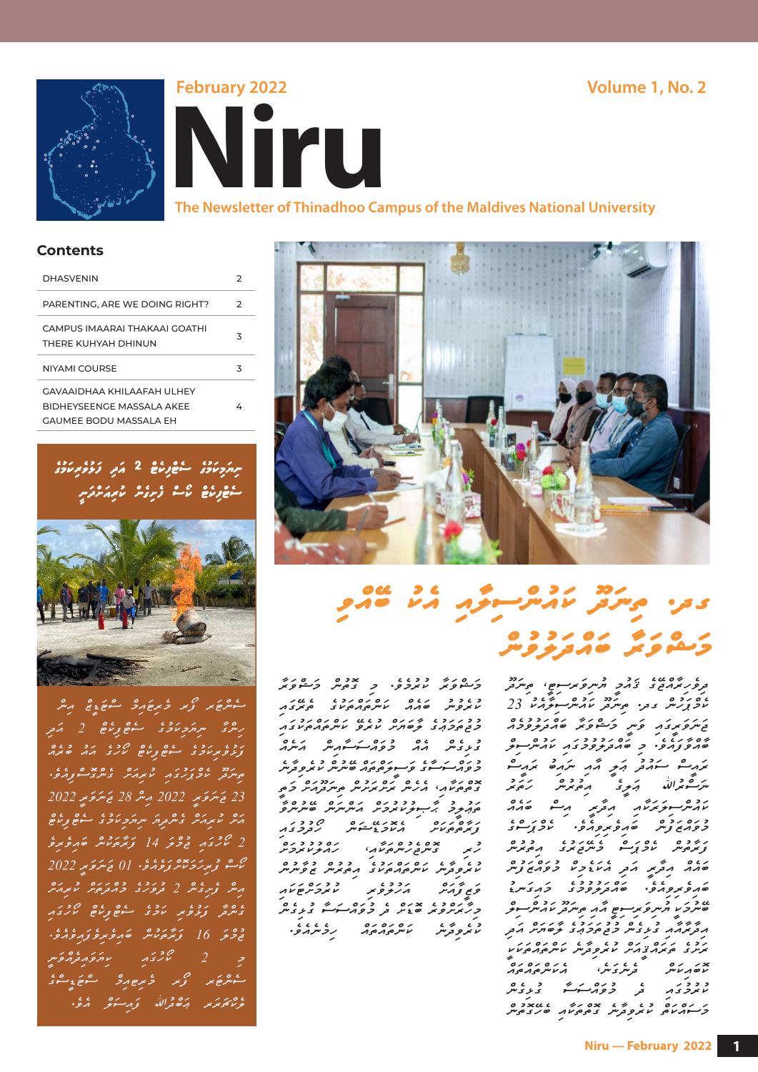February 2022 | Volume 1, No. 2

# Niru

**The Newsletter of Thinadhoo Campus of the Maldives National University**

## Contents

| | |
|---|---|
| DHASVENIN | 2 |
| PARENTING, ARE WE DOING RIGHT? | 2 |
| CAMPUS IMAARAI THAKAAI GOATHI THERE KUHYAH DHINUN | 3 |
| NIYAMI COURSE | 3 |
| GAVAAIDHAA KHILAAFAH ULHEY BIDHEYSEENGE MASSALA AKEE GAUMEE BODU MASSALA EH | 4 |

## ހިމާޔަތުގެ ސޭފްޓީގެ 2 އަދި ފަތުރުވެރިކަމުގެ ސޭފްޓީގެ ކޯސް ފުރިހަމަ ކުރައްވައިފި

ސެންޓަރ ފޯ ފުރުޞަތު ސްކޭލިންގއިން ހިންގާ ހިމާޔަތުގެ ސޭފްޓީގެ 2 އަދި ފަތުރުވެރިކަމުގެ ސޭފްޓީގެ ކޯސް ތިނަދޫ ކެމްޕަހުގައި ކުރިއަށް ގެންދެވިއެވެ. 23 ޖަނަވަރީ 2022 އިން 28 ޖަނަވަރީ 2022 އަށް ކުރިއަށް ގެންދެވި ހިމާޔަތުގެ ސޭފްޓީގެ 2 ކޯހުގައި 14 ފަރާތަކުން ބައިވެރިވިއެވެ. 01 ފެބްރުއަރީ 2022 އިން ފެށިގެން 2 ހަފްތާގެ މުއްދަތަށް ކުރިއަށް ގެންދެވި ފަތުރުވެރިކަމުގެ ސޭފްޓީގެ ކޯހުގައި 16 ފަރާތަކުން ބައިވެރިވެވަޑައިގެންނެވިއެވެ. މި 2 ކޯހުގައި ކިޔަވައިދެއްވީ ސެންޓަރ ފޯ ހެލްތު ސޭފްޓީގެ ލެކްޗަރަރ އަބްދުﷲ ފައިސަލް އެވެ.

# ގދ. ތިނަދޫ ކައުންސިލާއި އެކު ބޭއްވި މަޝްވަރާ ބައްދަލުވުން

ދިވެހިރާއްޖޭގެ ޤައުމީ ޔުނިވަރސިޓީ، ތިނަދޫ ކެމްޕަހަށް ގދ. ތިނަދޫ ކައުންސިލުން 23 ޖަނަވަރީގައި ވަޑައިގެން މަޝްވަރާ ބައްދަލުވުމެއް ބާއްވާފައެވެ. މި ބައްދަލުވުމުގައި ކައުންސިލް ރައީސް ސަޢީދު އަލީ އާއި ނައިބު ރައީސް ނަސްރުﷲ އަލީގެ އިތުރުން ކައުންސިލަރުން ބައިވެރިވެ ވަޑައިގެންނެވިއެވެ. ކެމްޕަހުގެ ފަރާތުން ކެމްޕަހުގެ ވެރިޔާއާއި އިތުރު މުވައްޒަފުން ބައިވެރިވެވަޑައިގެންނެވިއެވެ. ބައްދަލުވުމުގައި ޤައުމީ ޔުނިވަރސިޓީއާއި ތިނަދޫ ކައުންސިލާ ދެމެދު ގުޅިގެން މަސައްކަތްކުރެވޭނެ ދާއިރާތަކާއި ބެހޭ ގޮތުން މަޝްވަރާ ކުރެވުނެވެ. މި ބައްދަލުވުމުގައި ކެމްޕަހުގެ ހާލަތާއި ކެމްޕަސް ތަރައްޤީކުރުމާ ބެހޭ ގޮތުން މަޝްވަރާކުރެވިފައިވާއިރު، ކެމްޕަހުގެ ވެރިޔާ ކެމްޕަހުގެ މަސައްކަތްތަކާއި ކެމްޕަހުގެ ބޭނުންތަކުގެ ތަފްސީލު ކައުންސިލަށް ހުށަހަޅުއްވައި، މި ދެ މުއައްސަސާ ދެމެދު ގުޅިގެން ކުރެވޭނެ ކަންތައްތަކާ ބެހޭ ގޮތުން ބަހުސް ކުރެވުނެވެ.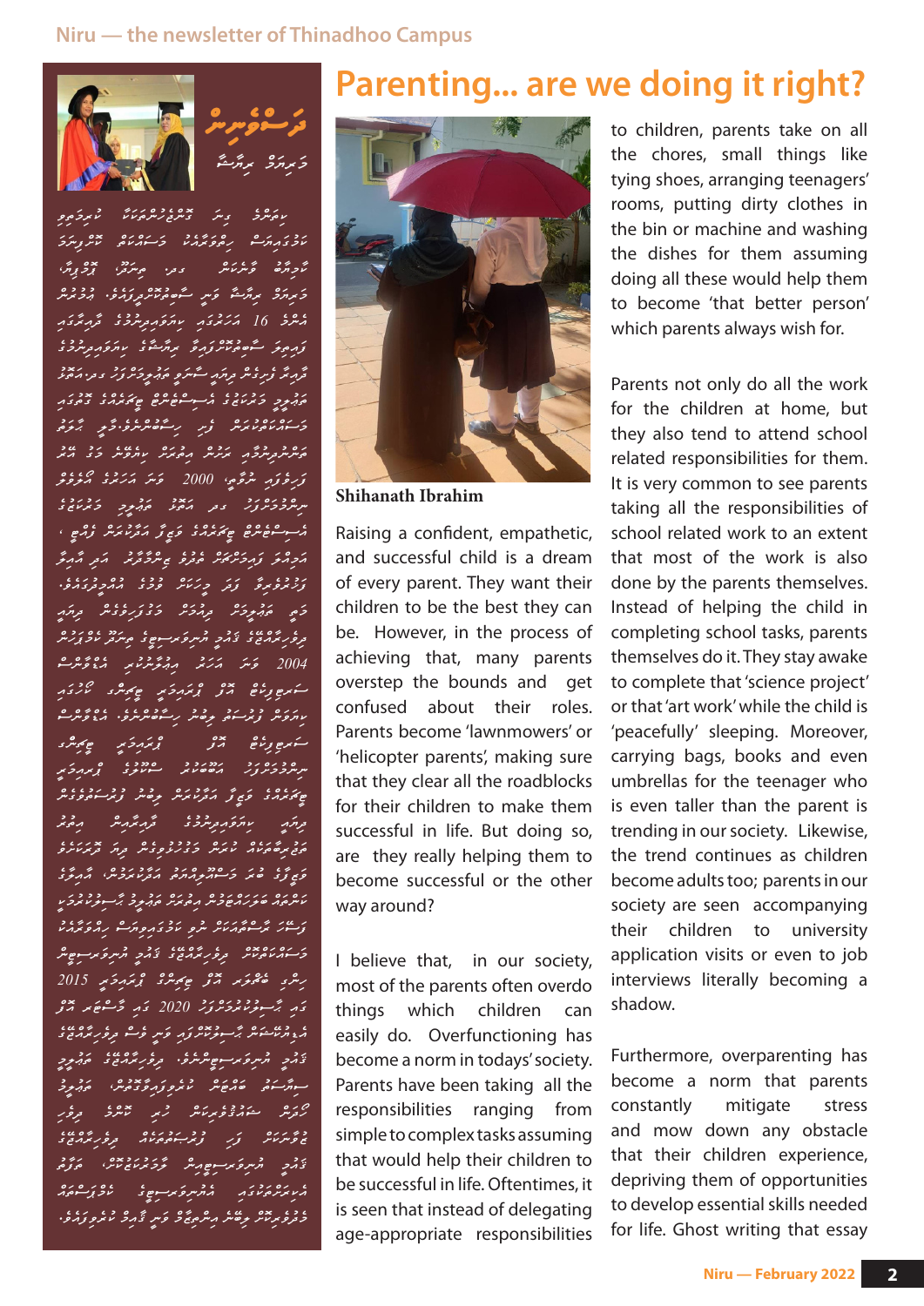# Parenting... are we doing it right?

**Shihanath Ibrahim**

Raising a confident, empathetic, and successful child is a dream of every parent. They want their children to be the best they can be. However, in the process of achieving that, many parents overstep the bounds and get confused about their roles. Parents become 'lawnmowers' or 'helicopter parents', making sure that they clear all the roadblocks for their children to make them successful in life. But doing so, are they really helping them to become successful or the other way around?

I believe that, in our society, most of the parents often overdo things which children can easily do. Overfunctioning has become a norm in todays' society. Parents have been taking all the responsibilities ranging from simple to complex tasks assuming that would help their children to be successful in life. Oftentimes, it is seen that instead of delegating age-appropriate responsibilities to children, parents take on all the chores, small things like tying shoes, arranging teenagers' rooms, putting dirty clothes in the bin or machine and washing the dishes for them assuming doing all these would help them to become 'that better person' which parents always wish for.

Parents not only do all the work for the children at home, but they also tend to attend school related responsibilities for them. It is very common to see parents taking all the responsibilities of school related work to an extent that most of the work is also done by the parents themselves. Instead of helping the child in completing school tasks, parents themselves do it. They stay awake to complete that 'science project' or that 'art work' while the child is 'peacefully' sleeping. Moreover, carrying bags, books and even umbrellas for the teenager who is even taller than the parent is trending in our society. Likewise, the trend continues as children become adults too; parents in our society are seen accompanying their children to university application visits or even to job interviews literally becoming a shadow.

Furthermore, overparenting has become a norm that parents constantly mitigate stress and mow down any obstacle that their children experience, depriving them of opportunities to develop essential skills needed for life. Ghost writing that essay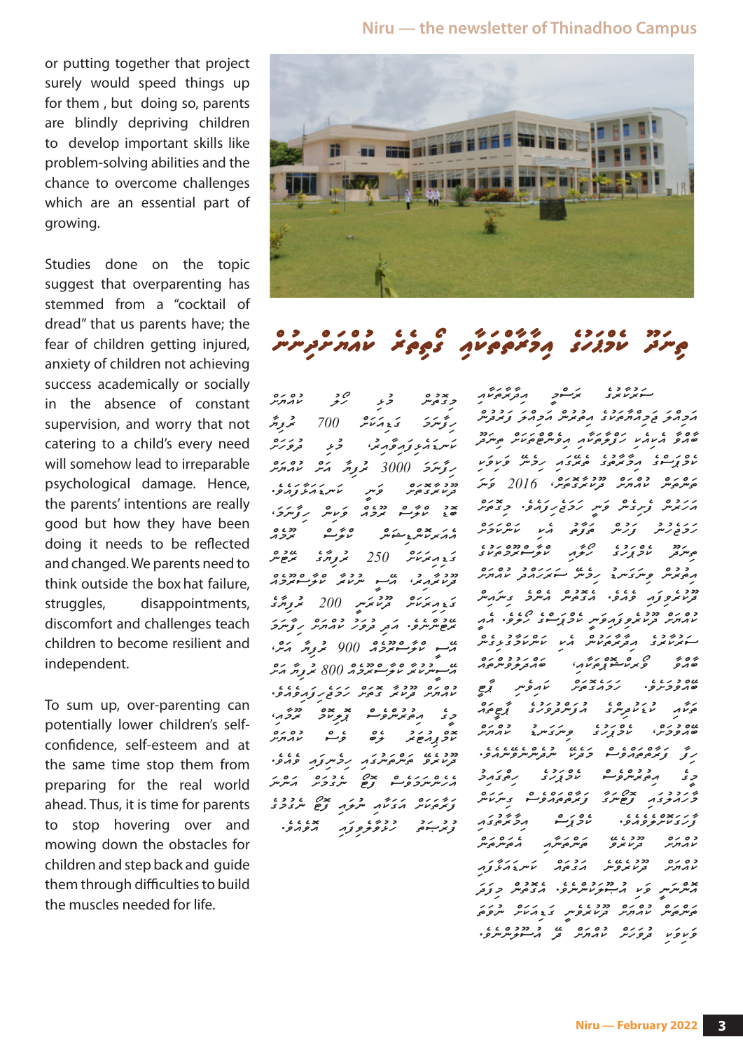or putting together that project surely would speed things up for them , but doing so, parents are blindly depriving children to develop important skills like problem-solving abilities and the chance to overcome challenges which are an essential part of growing.

Studies done on the topic suggest that overparenting has stemmed from a "cocktail of dread" that us parents have; the fear of children getting injured, anxiety of children not achieving success academically or socially in the absence of constant supervision, and worry that not catering to a child's every need will somehow lead to irreparable psychological damage. Hence, the parents' intentions are really good but how they have been doing it needs to be reflected and changed. We parents need to think outside the box hat failure, struggles, disappointments, discomfort and challenges teach children to become resilient and independent.

To sum up, over-parenting can potentially lower children's self-confidence, self-esteem and at the same time stop them from preparing for the real world ahead. Thus, it is time for parents to stop hovering over and mowing down the obstacles for children and step back and guide them through difficulties to build the muscles needed for life.

# ތިނަދޫ ކެމްޕަހުގެ އިމާރާތްތަކަށް ގެނެވޭ ކުރިއެރުންތައް

ސަރުކާރުގެ ޚަރަދުގައި އިމާރާތަކާއި އަދި ޖަމިއްޔާތަކުގެ އެހީއާއެކު ފަރުނީޗަރު ބާއްވާ އެކިއެކި ހަރަކާތްތަކާއި ޕްރޮގްރާމްތަކަށް ތިނަދޫ ކެމްޕަހުގެ އިމާރާތްތަކުގެ ބޭނުން ކުރެވޭ ތިނަދޫ ކެމްޕަހު 2016 ވަނަ އަހަރުން ފެށިގެން ވަނީ ހަރުދަނާކުރެވިފައި. މިގޮތުން

ކިޔަވާދިނުމުގެ ވަސީލަތްތައް

ރިޔާސީ ގޮތުން ... ކްލާސްރޫމް ... 700 ދަރިވަރުން ... 3000 ދަރިވަރުން ... 250 ދަރިވަރުން ... 200 ދަރިވަރުން ... 900 ދަރިވަރުން ... 800 ދަރިވަރުން ...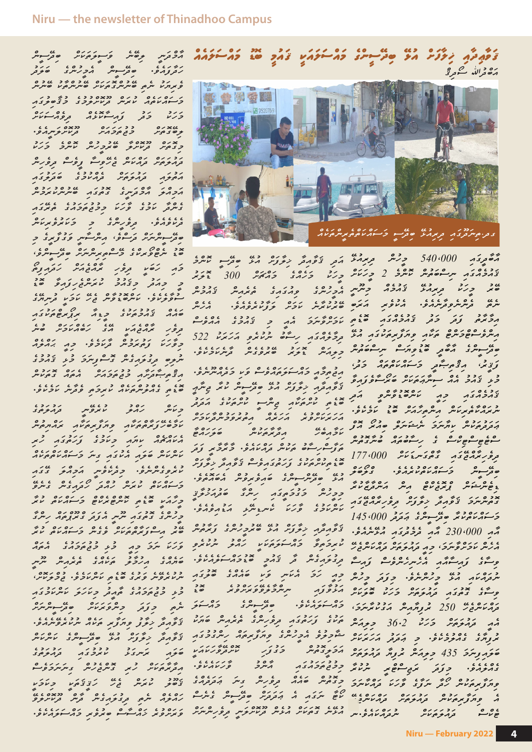# ގާޑިޔާ ހިފުމަށް އެއީ ބިދޭސީންގެ މަސައްކަތެއް ފެއްދި ތަޅާ މަސައްކަތެއް

އަބްދުﷲ ސާލިމް

ގދ.ތިނަދޫގައި ދިރިއުޅޭ ބިދޭސީ މަސައްކަތްތެރިންތަކެއް

އާބާދީގައި 540،000 މީހުން ދިރިއުޅޭ ރާއްޖޭގައި ނިސްބަތުން ބޭރުން 2 މިލިޔަނަށް ވުރެ ގިނަ ބިދޭސީން ދިރިއުޅެއެވެ. ބޭރު ޤައުމުތަކުން ރާއްޖެއަށް ވަޒީފާ އަދާކުރުމަށް އަންނަ މީހުން ގިނައީ ބަންގްލަދޭޝް، އިންޑިއާ، ސްރީލަންކާ އަދި ނޭޕާލުން އަންނަ ބިދޭސީންނެވެ. މިއީ ރާއްޖޭގެ އިޤްތިޞާދުގެ ބޮޑު ބައެއްގައި ބިދޭސީ މަސައްކަތްތެރިން ހިއްސާވާ ކަމެކެވެ. ފަތުރުވެރިކަމުގެ ދާއިރާގައި ވެސް، އިމާރާތްކުރުމުގެ ދާއިރާގައި ވެސް ބިދޭސީން ގިނައިން މަސައްކަތްކުރެއެވެ. ރާއްޖޭގައި ގާތްގަނޑަކަށް 177،000 ބިދޭސީ މަސައްކަތްތެރިން ރަޖިސްޓަރީވެފައިވާއިރު، ހަމައެކަނި ބަންގްލަދޭޝްގެ ރައްޔިތުން 145،000 ހާލަތުގައި ތިބިކަމަށް ބެލެވެއެވެ. ރާއްޖޭގައި ގާނޫނީ ގޮތުން 230،000 އެއްހާ ބިދޭސީން ތިބިކަމަށް ރަސްމީ ހިސާބުތަކުން ދައްކައެވެ.

ގދ. ތިނަދޫގައި ވެސް މިހާރު ބިދޭސީ މަސައްކަތްތެރިންގެ ޢަދަދު ވަރަށް ގިނައެވެ. މިއީ ގދ. އަތޮޅުގެ ބޮޑު ރަށްރަށުގެ ތެރެއިން އެއް ރަށް ކަމުގައިވާ ތިނަދޫގައި 250 ހާހަށް ވުރެ ގިނަ ބިދޭސީން މަސައްކަތްކުރާ ރަށެކެވެ. އޭގެ އަދަދު 36.2 އިންސައްތަ އިތުރުވެފައިވާ ރަށެކެވެ. މިއީ 435 މީހުން ދިރިއުޅޭ ތަނުގައި ފާހަގަކުރެވޭ ކަމެކެވެ.

ގާޑިޔާ ހިފުމަށް އެއީ ބިދޭސީ މަސައްކަތްތެރިން މަސައްކަތްކުރާ ދާއިރާ ތަކެއް ކަމަށް 300 ބޭފުޅުން ފެނިގެންދެއެވެ. ކޮމިއުނިޓީގައި އުޅޭ ބިދޭސީން ދުވަހުގެ ގިނަ ގަޑިތަކެއް ހޭދަކުރަނީ މަސައްކަތުގައެވެ. ބިދޭސީ މަސައްކަތްތެރިން ދިރިއުޅޭ ތަންތަނަކީ އެއްގޮތަކަށް ވެސް ފުދޭ ތަންތަނެއް ނޫނެވެ. އެ ތަންތަނުގައި 522 ބިދޭސީން ދިރިއުޅެއެވެ.

މިސާލަކަށް ތިނަދޫގައި މަސައްކަތްކުރާ ބިދޭސީ ކުދިންނަށް ހިލޭ ޞިއްޙީ ޚިދުމަތް ލިބެއެވެ. އެ މީހުންނަށް ސަލާމަތީ އެއްޗެހި ފޯރުކޮށްދީފައި ނުވާކަމަށް ބުނެއެވެ. ބިދޭސީ މަސައްކަތްތެރިންނަކީ ރާއްޖޭގެ ތަރައްޤީއަށް ބޮޑު ހިއްސާއެއް އަދާކުރާ ބަޔަކަށް ވާތީ، އެ މީހުންނަށް ރަނގަޅު ވަޒީފާ ގެ މާހައުލެއް ފޯރުކޮށްދިނުމަކީ މުހިންމު ކަމެކެވެ.

ގާޑިޔާ ހިފުމަށް އެއީ ބިދޭސީން ގެންނަ މަސައްކަތެއް ކަމަށް ފާހަގަކުރެވެއެވެ. މިއީ ގދ. އަތޮޅުގައި ރަނގަޅު ބިދޭސީ މަސައްކަތްތެރިން ހޯދުމަކީ ދަތި ކަމެކެވެ. މި ދަތިތަކުގެ ސަބަބުން ވިޔަފާރިތަކަށް ކުރިމަތިވާ ގެއްލުން ދަތިކަމެއް ކަމަށް ވިޔަފާރިވެރިން ބުނެއެވެ.

މިސާލަކަށް ތިނަދޫގައި ޖާގައެއް ނެތް ހާލަތުގައި ބިދޭސީން ދިރިއުޅެއެވެ. އެ ތަންތަނުގައި ސާފުތާހިރުކަމާއި ސަލާމަތީ ކަންތައްތައް ރަނގަޅު ނޫނެވެ. ބިދޭސީ މަސައްކަތްތެރިންގެ ޙައްޤުތައް ހިމާޔަތްކުރުމަށް ސަރުކާރުން ވެސް ކަންތައްތައް ކުރަމުންދެއެވެ. ބިދޭސީ މަސައްކަތްތެރިން ތިނަދޫގެ ބައެއް ތަންތަނުގައި މަސައްކަތްކުރާ ގޮތް ވަރަށް ދަތި ކަމަށް ފާހަގަކުރެވެއެވެ.

އެއްގަމު ދާއިރާ ސަފާރީ އަދި ބިދޭސީ މަސައްކަތްތެރިން ވަޒީފާއަށް ގެންނަ އޭޖެންޓުން ބިދޭސީން ގެނައުމުގައި މިނިވަން ގޮތަކަށް މަސައްކަތް ކުރުމަށް ހުއްދަ ދީފައިވާ ތަނެއް ނެތެވެ. ބިދޭސީ މަސައްކަތްތެރިން ގެނައުމުގެ ސަބަބުން ގެނުވި އަސަރުތައް ރާއްޖޭގެ ޤައުމީ އިޤްތިޞާދާއި މުޖުތަމަޢަށް ކޮށްފައިވާ ކަމަށް ދިރާސާތަކުން ދައްކައެވެ. ބިދޭސީ މަސައްކަތްތެރިންގެ ޢަދަދު ކުޑަކުރުމަށް ދިވެހި ޒުވާނުން މަސައްކަތްތަކަށް ނުކުތުމަކީ މުހިންމު ކަމެކެވެ.

ގާޑިޔާ ހިފުމަށް އެއީ ބިދޭސީން ވަރަށް ބޮޑަށް ބޭނުންކުރާ ދާއިރާއެކެވެ. ތިނަދޫގައި ބިދޭސީން ގާޑިޔާ ހިފުމަކީ ކޮންމެ ދުވަހަކު ފެންނަ މަންޒަރެކެވެ. ބިދޭސީން ގާޑިޔާ ހިފުމަށް ބިދޭސީ ކުއްޔަށް ނަގައި، މަސައްކަތަށް ދިޔުމަށް އަދި ގެއަށް އައުމަށް ބޭނުންކުރެއެވެ. ބިދޭސީ މަސައްކަތްތެރިން ޓެކްސީ ނުވަތަ އެހެން ދަތުރުތަކަށް ޚަރަދުކުރުމުގެ ބަދަލުގައި ގާޑިޔާ ބޭނުންކުރަނީ ގާޑިޔާއަކީ ލުއި އަގެއްގައި ލިބޭ އެއްޗަކަށް ވާތީއެވެ. މިކަމަކީ ތިނަދޫގެ ބިދޭސީ މަސައްކަތްތެރިންގެ ދިރިއުޅުމުގެ މުހިންމު ބައެކެވެ.